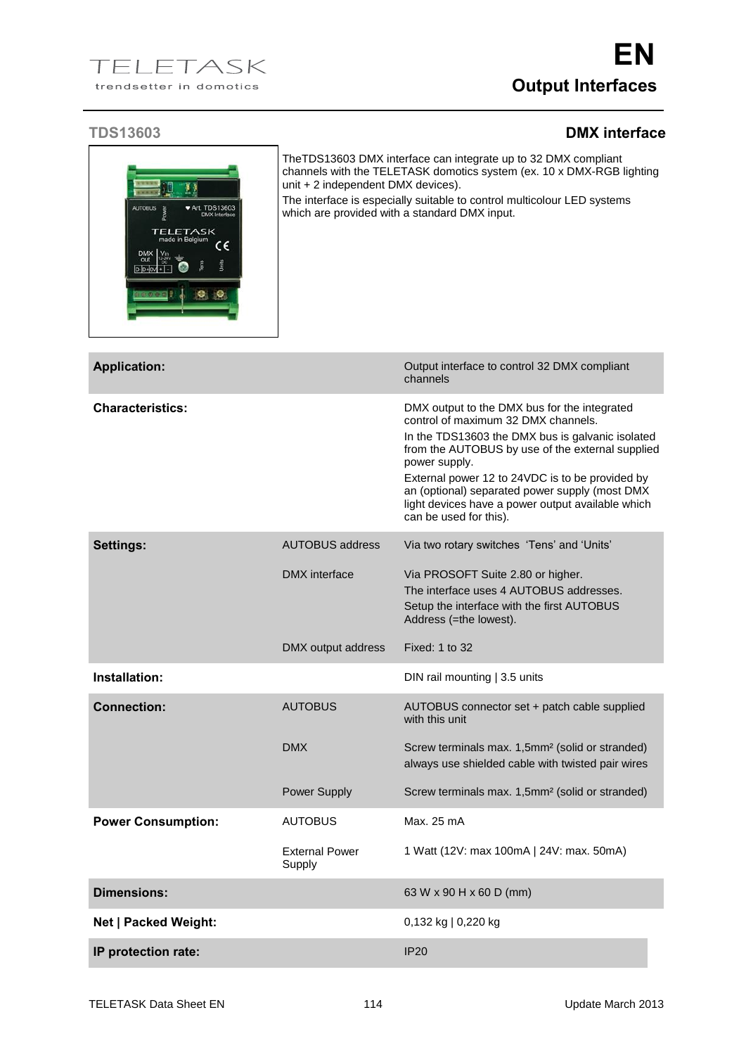# EN
## Output Interfaces

### TDS13603 — DMX interface

TheTDS13603 DMX interface can integrate up to 32 DMX compliant channels with the TELETASK domotics system (ex. 10 x DMX-RGB lighting unit + 2 independent DMX devices).

The interface is especially suitable to control multicolour LED systems which are provided with a standard DMX input.

| | | |
|---|---|---|
| **Application:** | | Output interface to control 32 DMX compliant channels |
| **Characteristics:** | | DMX output to the DMX bus for the integrated control of maximum 32 DMX channels.<br>In the TDS13603 the DMX bus is galvanic isolated from the AUTOBUS by use of the external supplied power supply.<br>External power 12 to 24VDC is to be provided by an (optional) separated power supply (most DMX light devices have a power output available which can be used for this). |
| **Settings:** | AUTOBUS address | Via two rotary switches 'Tens' and 'Units' |
| | DMX interface | Via PROSOFT Suite 2.80 or higher.<br>The interface uses 4 AUTOBUS addresses.<br>Setup the interface with the first AUTOBUS Address (=the lowest). |
| | DMX output address | Fixed: 1 to 32 |
| **Installation:** | | DIN rail mounting \| 3.5 units |
| **Connection:** | AUTOBUS | AUTOBUS connector set + patch cable supplied with this unit |
| | DMX | Screw terminals max. 1,5mm² (solid or stranded)<br>always use shielded cable with twisted pair wires |
| | Power Supply | Screw terminals max. 1,5mm² (solid or stranded) |
| **Power Consumption:** | AUTOBUS | Max. 25 mA |
| | External Power Supply | 1 Watt (12V: max 100mA \| 24V: max. 50mA) |
| **Dimensions:** | | 63 W x 90 H x 60 D (mm) |
| **Net \| Packed Weight:** | | 0,132 kg \| 0,220 kg |
| **IP protection rate:** | | IP20 |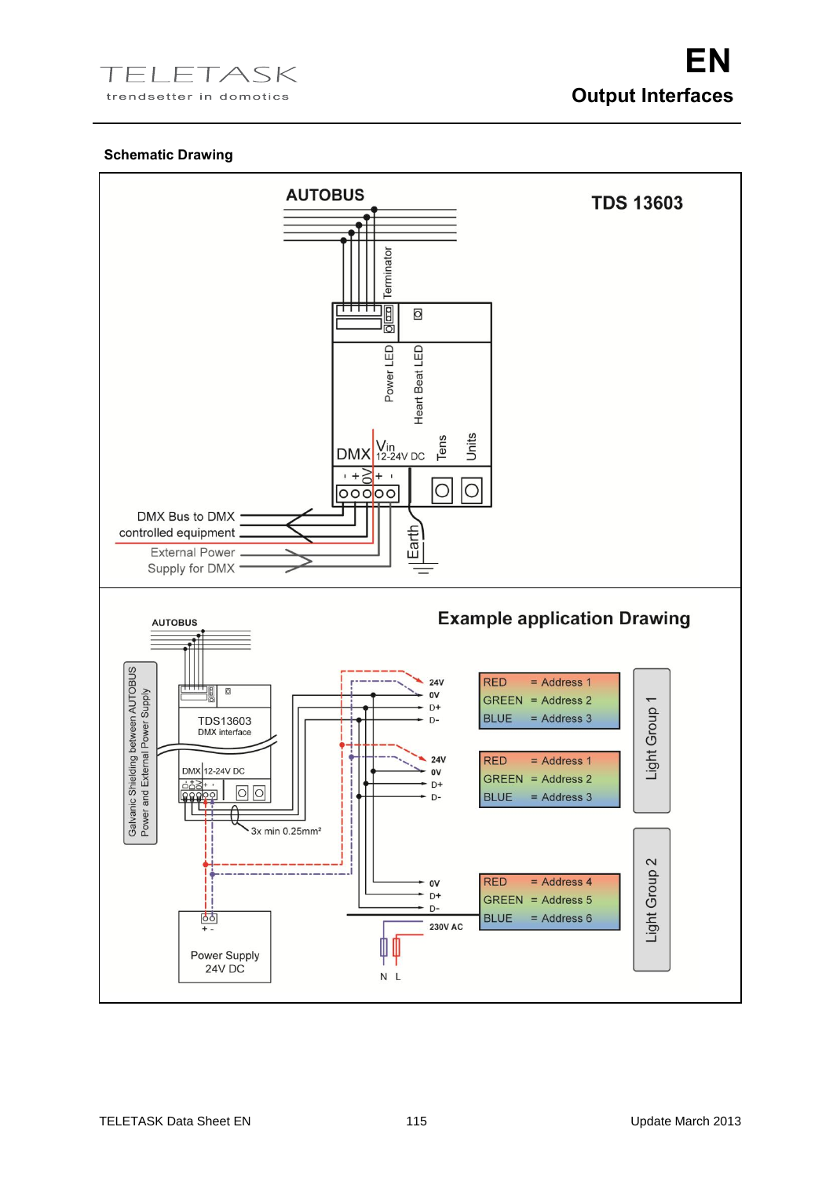## Schematic Drawing

AUTOBUS

TDS 13603

Terminator

Power LED

Heart Beat LED

DMX

$V_{in}$

12-24V DC

Tens

Units

\- + 0V + -

DMX Bus to DMX controlled equipment

External Power Supply for DMX

Earth

Example application Drawing

AUTOBUS

Galvanic Shielding between AUTOBUS Power and External Power Supply

TDS13603

DMX interface

DMX 12-24V DC

3x min 0.25mm²

Power Supply 24V DC

\+ -

24V
0V
D+
D-

RED = Address 1
GREEN = Address 2
BLUE = Address 3

24V
0V
D+
D-

RED = Address 1
GREEN = Address 2
BLUE = Address 3

Light Group 1

0V
D+
D-

RED = Address 4
GREEN = Address 5
BLUE = Address 6

Light Group 2

230V AC

N L